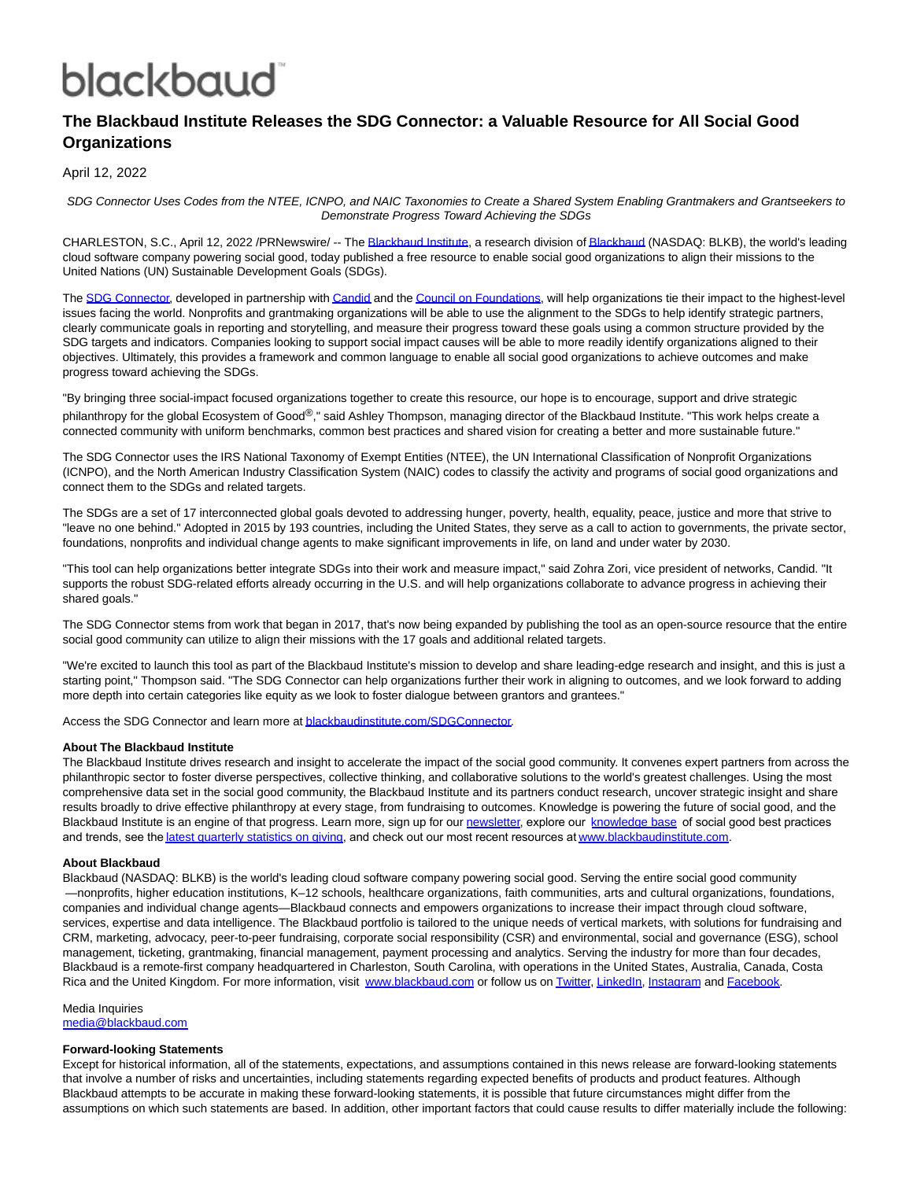blackbaud

# The Blackbaud Institute Releases the SDG Connector: a Valuable Resource for All Social Good Organizations

April 12, 2022

*SDG Connector Uses Codes from the NTEE, ICNPO, and NAIC Taxonomies to Create a Shared System Enabling Grantmakers and Grantseekers to Demonstrate Progress Toward Achieving the SDGs*

CHARLESTON, S.C., April 12, 2022 /PRNewswire/ -- The Blackbaud Institute, a research division of Blackbaud (NASDAQ: BLKB), the world's leading cloud software company powering social good, today published a free resource to enable social good organizations to align their missions to the United Nations (UN) Sustainable Development Goals (SDGs).

The SDG Connector, developed in partnership with Candid and the Council on Foundations, will help organizations tie their impact to the highest-level issues facing the world. Nonprofits and grantmaking organizations will be able to use the alignment to the SDGs to help identify strategic partners, clearly communicate goals in reporting and storytelling, and measure their progress toward these goals using a common structure provided by the SDG targets and indicators. Companies looking to support social impact causes will be able to more readily identify organizations aligned to their objectives. Ultimately, this provides a framework and common language to enable all social good organizations to achieve outcomes and make progress toward achieving the SDGs.

"By bringing three social-impact focused organizations together to create this resource, our hope is to encourage, support and drive strategic philanthropy for the global Ecosystem of Good®," said Ashley Thompson, managing director of the Blackbaud Institute. "This work helps create a connected community with uniform benchmarks, common best practices and shared vision for creating a better and more sustainable future."

The SDG Connector uses the IRS National Taxonomy of Exempt Entities (NTEE), the UN International Classification of Nonprofit Organizations (ICNPO), and the North American Industry Classification System (NAIC) codes to classify the activity and programs of social good organizations and connect them to the SDGs and related targets.

The SDGs are a set of 17 interconnected global goals devoted to addressing hunger, poverty, health, equality, peace, justice and more that strive to "leave no one behind." Adopted in 2015 by 193 countries, including the United States, they serve as a call to action to governments, the private sector, foundations, nonprofits and individual change agents to make significant improvements in life, on land and under water by 2030.

"This tool can help organizations better integrate SDGs into their work and measure impact," said Zohra Zori, vice president of networks, Candid. "It supports the robust SDG-related efforts already occurring in the U.S. and will help organizations collaborate to advance progress in achieving their shared goals."

The SDG Connector stems from work that began in 2017, that's now being expanded by publishing the tool as an open-source resource that the entire social good community can utilize to align their missions with the 17 goals and additional related targets.

"We're excited to launch this tool as part of the Blackbaud Institute's mission to develop and share leading-edge research and insight, and this is just a starting point," Thompson said. "The SDG Connector can help organizations further their work in aligning to outcomes, and we look forward to adding more depth into certain categories like equity as we look to foster dialogue between grantors and grantees."

Access the SDG Connector and learn more at blackbaudinstitute.com/SDGConnector.

**About The Blackbaud Institute**
The Blackbaud Institute drives research and insight to accelerate the impact of the social good community. It convenes expert partners from across the philanthropic sector to foster diverse perspectives, collective thinking, and collaborative solutions to the world's greatest challenges. Using the most comprehensive data set in the social good community, the Blackbaud Institute and its partners conduct research, uncover strategic insight and share results broadly to drive effective philanthropy at every stage, from fundraising to outcomes. Knowledge is powering the future of social good, and the Blackbaud Institute is an engine of that progress. Learn more, sign up for our newsletter, explore our knowledge base of social good best practices and trends, see the latest quarterly statistics on giving, and check out our most recent resources at www.blackbaudinstitute.com.

**About Blackbaud**
Blackbaud (NASDAQ: BLKB) is the world's leading cloud software company powering social good. Serving the entire social good community —nonprofits, higher education institutions, K–12 schools, healthcare organizations, faith communities, arts and cultural organizations, foundations, companies and individual change agents—Blackbaud connects and empowers organizations to increase their impact through cloud software, services, expertise and data intelligence. The Blackbaud portfolio is tailored to the unique needs of vertical markets, with solutions for fundraising and CRM, marketing, advocacy, peer-to-peer fundraising, corporate social responsibility (CSR) and environmental, social and governance (ESG), school management, ticketing, grantmaking, financial management, payment processing and analytics. Serving the industry for more than four decades, Blackbaud is a remote-first company headquartered in Charleston, South Carolina, with operations in the United States, Australia, Canada, Costa Rica and the United Kingdom. For more information, visit www.blackbaud.com or follow us on Twitter, LinkedIn, Instagram and Facebook.

Media Inquiries
media@blackbaud.com

**Forward-looking Statements**
Except for historical information, all of the statements, expectations, and assumptions contained in this news release are forward-looking statements that involve a number of risks and uncertainties, including statements regarding expected benefits of products and product features. Although Blackbaud attempts to be accurate in making these forward-looking statements, it is possible that future circumstances might differ from the assumptions on which such statements are based. In addition, other important factors that could cause results to differ materially include the following: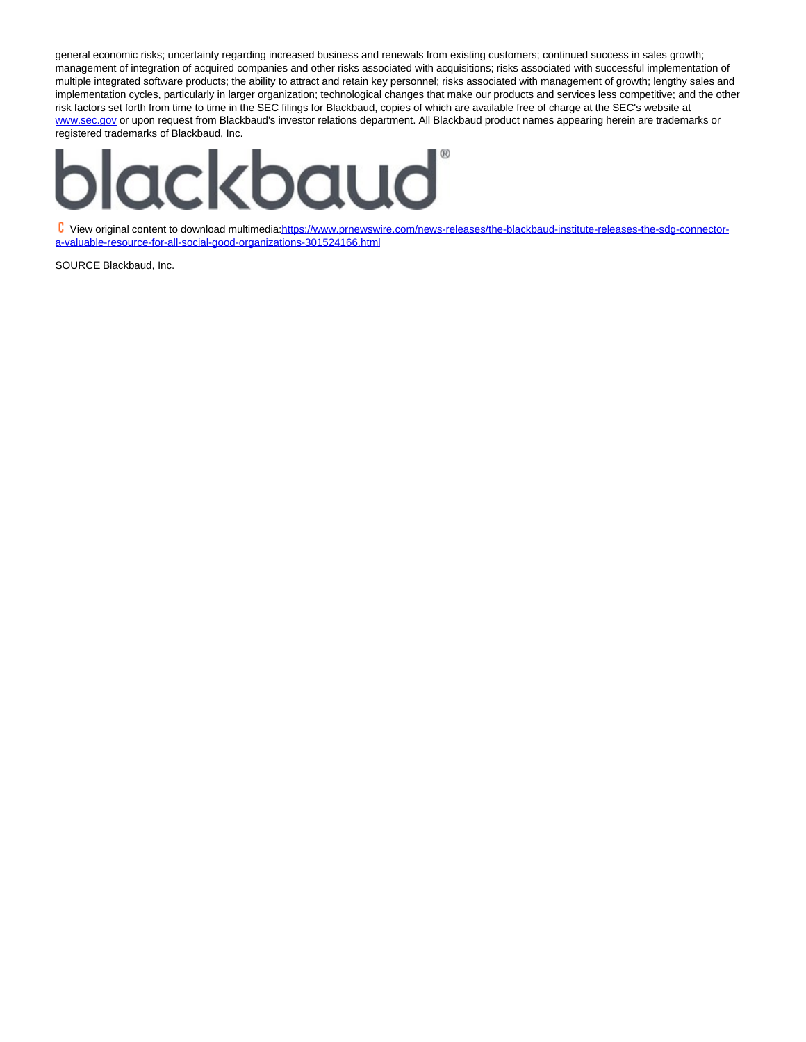general economic risks; uncertainty regarding increased business and renewals from existing customers; continued success in sales growth; management of integration of acquired companies and other risks associated with acquisitions; risks associated with successful implementation of multiple integrated software products; the ability to attract and retain key personnel; risks associated with management of growth; lengthy sales and implementation cycles, particularly in larger organization; technological changes that make our products and services less competitive; and the other risk factors set forth from time to time in the SEC filings for Blackbaud, copies of which are available free of charge at the SEC's website at [www.sec.gov](http://www.sec.gov) or upon request from Blackbaud's investor relations department. All Blackbaud product names appearing herein are trademarks or registered trademarks of Blackbaud, Inc.

blackbaud®

View original content to download multimedia:[https://www.prnewswire.com/news-releases/the-blackbaud-institute-releases-the-sdg-connector-a-valuable-resource-for-all-social-good-organizations-301524166.html](https://www.prnewswire.com/news-releases/the-blackbaud-institute-releases-the-sdg-connector-a-valuable-resource-for-all-social-good-organizations-301524166.html)

SOURCE Blackbaud, Inc.